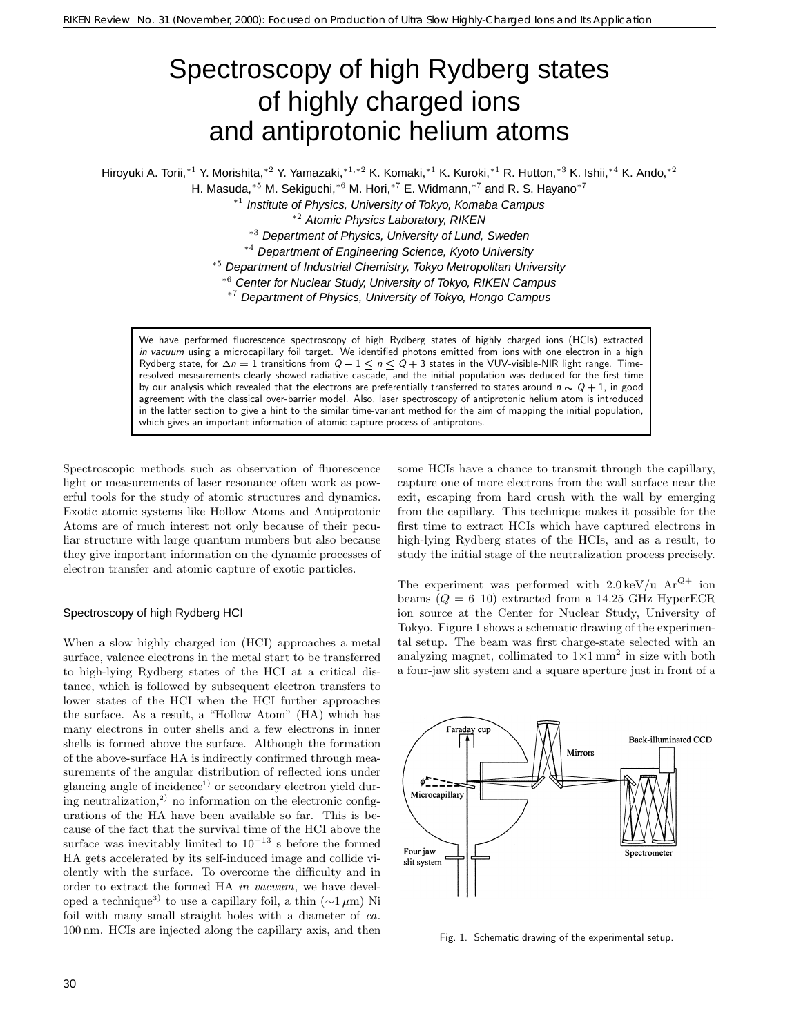# Spectroscopy of high Rydberg states of highly charged ions and antiprotonic helium atoms

Hiroyuki A. Torii,[*1] Y. Morishita,[*2] Y. Yamazaki,[*1,*2] K. Komaki,[*1] K. Kuroki,[*1] R. Hutton,[*3] K. Ishii,[*4] K. Ando,[*2] H. Masuda,[*5] M. Sekiguchi,[*6] M. Hori,[*7] E. Widmann,[*7] and R. S. Hayano[*7]

[*1] *Institute of Physics, University of Tokyo, Komaba Campus*
[*2] *Atomic Physics Laboratory, RIKEN*
[*3] *Department of Physics, University of Lund, Sweden*
[*4] *Department of Engineering Science, Kyoto University*
[*5] *Department of Industrial Chemistry, Tokyo Metropolitan University*
[*6] *Center for Nuclear Study, University of Tokyo, RIKEN Campus*
[*7] *Department of Physics, University of Tokyo, Hongo Campus*

We have performed fluorescence spectroscopy of high Rydberg states of highly charged ions (HCIs) extracted *in vacuum* using a microcapillary foil target. We identified photons emitted from ions with one electron in a high Rydberg state, for $\Delta n = 1$ transitions from $Q-1 \leq n \leq Q+3$ states in the VUV-visible-NIR light range. Time-resolved measurements clearly showed radiative cascade, and the initial population was deduced for the first time by our analysis which revealed that the electrons are preferentially transferred to states around $n \sim Q+1$, in good agreement with the classical over-barrier model. Also, laser spectroscopy of antiprotonic helium atom is introduced in the latter section to give a hint to the similar time-variant method for the aim of mapping the initial population, which gives an important information of atomic capture process of antiprotons.

Spectroscopic methods such as observation of fluorescence light or measurements of laser resonance often work as powerful tools for the study of atomic structures and dynamics. Exotic atomic systems like Hollow Atoms and Antiprotonic Atoms are of much interest not only because of their peculiar structure with large quantum numbers but also because they give important information on the dynamic processes of electron transfer and atomic capture of exotic particles.

## Spectroscopy of high Rydberg HCI

When a slow highly charged ion (HCI) approaches a metal surface, valence electrons in the metal start to be transferred to high-lying Rydberg states of the HCI at a critical distance, which is followed by subsequent electron transfers to lower states of the HCI when the HCI further approaches the surface. As a result, a "Hollow Atom" (HA) which has many electrons in outer shells and a few electrons in inner shells is formed above the surface. Although the formation of the above-surface HA is indirectly confirmed through measurements of the angular distribution of reflected ions under glancing angle of incidence[1)] or secondary electron yield during neutralization,[2)] no information on the electronic configurations of the HA have been available so far. This is because of the fact that the survival time of the HCI above the surface was inevitably limited to $10^{-13}$ s before the formed HA gets accelerated by its self-induced image and collide violently with the surface. To overcome the difficulty and in order to extract the formed HA *in vacuum*, we have developed a technique[3)] to use a capillary foil, a thin ($\sim$1 $\mu$m) Ni foil with many small straight holes with a diameter of *ca.* 100 nm. HCIs are injected along the capillary axis, and then some HCIs have a chance to transmit through the capillary, capture one of more electrons from the wall surface near the exit, escaping from hard crush with the wall by emerging from the capillary. This technique makes it possible for the first time to extract HCIs which have captured electrons in high-lying Rydberg states of the HCIs, and as a result, to study the initial stage of the neutralization process precisely.

The experiment was performed with 2.0 keV/u $Ar^{Q+}$ ion beams ($Q$ = 6–10) extracted from a 14.25 GHz HyperECR ion source at the Center for Nuclear Study, University of Tokyo. Figure 1 shows a schematic drawing of the experimental setup. The beam was first charge-state selected with an analyzing magnet, collimated to $1 \times 1$ mm$^2$ in size with both a four-jaw slit system and a square aperture just in front of a

Fig. 1. Schematic drawing of the experimental setup.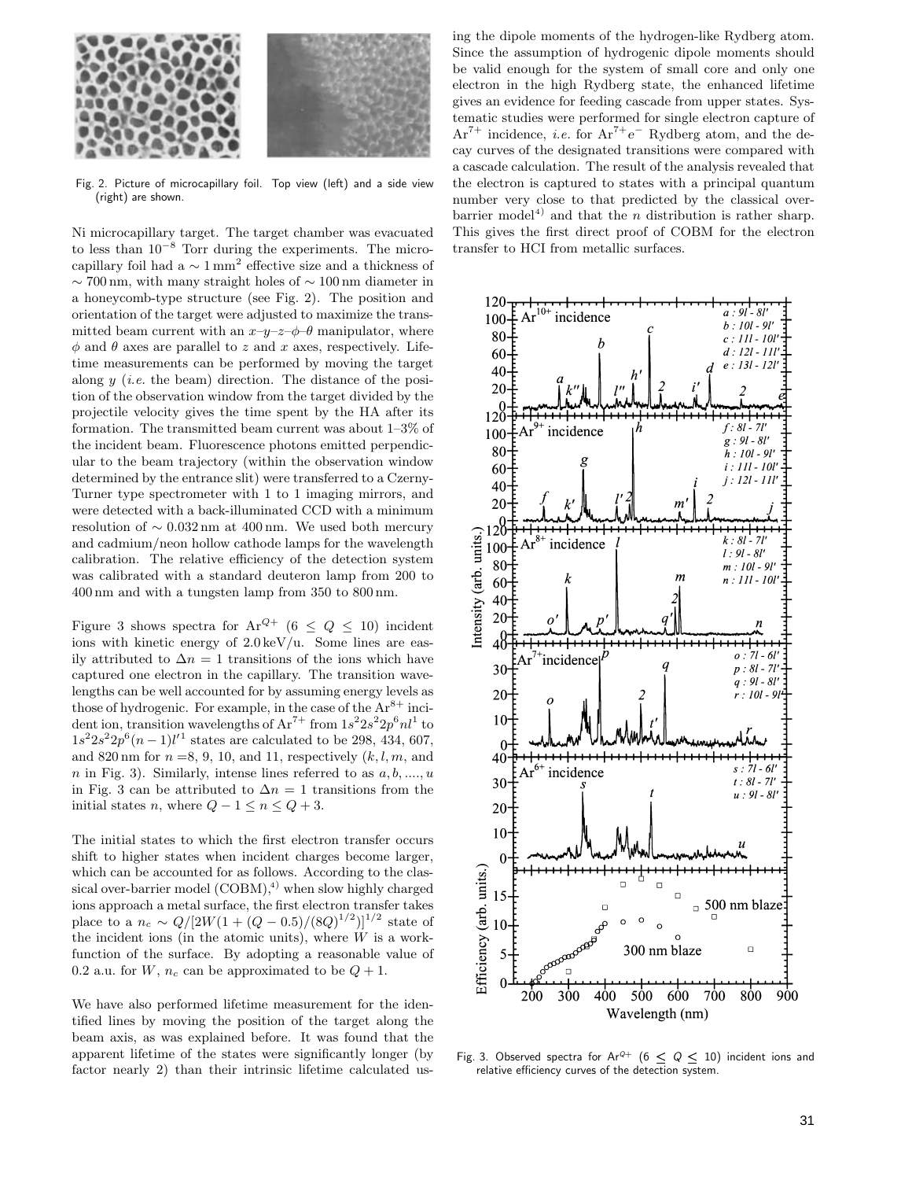Fig. 2. Picture of microcapillary foil. Top view (left) and a side view (right) are shown.

Ni microcapillary target. The target chamber was evacuated to less than $10^{-8}$ Torr during the experiments. The microcapillary foil had a $\sim 1\,\mathrm{mm}^2$ effective size and a thickness of $\sim 700\,\mathrm{nm}$, with many straight holes of $\sim 100\,\mathrm{nm}$ diameter in a honeycomb-type structure (see Fig. 2). The position and orientation of the target were adjusted to maximize the transmitted beam current with an $x$–$y$–$z$–$\phi$–$\theta$ manipulator, where $\phi$ and $\theta$ axes are parallel to $z$ and $x$ axes, respectively. Lifetime measurements can be performed by moving the target along $y$ (*i.e.* the beam) direction. The distance of the position of the observation window from the target divided by the projectile velocity gives the time spent by the HA after its formation. The transmitted beam current was about 1–3% of the incident beam. Fluorescence photons emitted perpendicular to the beam trajectory (within the observation window determined by the entrance slit) were transferred to a Czerny-Turner type spectrometer with 1 to 1 imaging mirrors, and were detected with a back-illuminated CCD with a minimum resolution of $\sim 0.032\,\mathrm{nm}$ at 400 nm. We used both mercury and cadmium/neon hollow cathode lamps for the wavelength calibration. The relative efficiency of the detection system was calibrated with a standard deuteron lamp from 200 to 400 nm and with a tungsten lamp from 350 to 800 nm.

Figure 3 shows spectra for $\mathrm{Ar}^{Q+}$ $(6 \leq Q \leq 10)$ incident ions with kinetic energy of 2.0 keV/u. Some lines are easily attributed to $\Delta n = 1$ transitions of the ions which have captured one electron in the capillary. The transition wavelengths can be well accounted for by assuming energy levels as those of hydrogenic. For example, in the case of the $\mathrm{Ar}^{8+}$ incident ion, transition wavelengths of $\mathrm{Ar}^{7+}$ from $1s^2 2s^2 2p^6 nl^1$ to $1s^2 2s^2 2p^6 (n-1)l'^1$ states are calculated to be 298, 434, 607, and 820 nm for $n = 8$, 9, 10, and 11, respectively $(k, l, m,$ and $n$ in Fig. 3). Similarly, intense lines referred to as $a, b, ...., u$ in Fig. 3 can be attributed to $\Delta n = 1$ transitions from the initial states $n$, where $Q - 1 \leq n \leq Q + 3$.

The initial states to which the first electron transfer occurs shift to higher states when incident charges become larger, which can be accounted for as follows. According to the classical over-barrier model (COBM),[4] when slow highly charged ions approach a metal surface, the first electron transfer takes place to a $n_c \sim Q/[2W(1 + (Q - 0.5)/(8Q)^{1/2})]^{1/2}$ state of the incident ions (in the atomic units), where $W$ is a work-function of the surface. By adopting a reasonable value of 0.2 a.u. for $W$, $n_c$ can be approximated to be $Q + 1$.

We have also performed lifetime measurement for the identified lines by moving the position of the target along the beam axis, as was explained before. It was found that the apparent lifetime of the states were significantly longer (by factor nearly 2) than their intrinsic lifetime calculated using the dipole moments of the hydrogen-like Rydberg atom. Since the assumption of hydrogenic dipole moments should be valid enough for the system of small core and only one electron in the high Rydberg state, the enhanced lifetime gives an evidence for feeding cascade from upper states. Systematic studies were performed for single electron capture of $\mathrm{Ar}^{7+}$ incidence, *i.e.* for $\mathrm{Ar}^{7+}e^-$ Rydberg atom, and the decay curves of the designated transitions were compared with a cascade calculation. The result of the analysis revealed that the electron is captured to states with a principal quantum number very close to that predicted by the classical over-barrier model[4] and that the $n$ distribution is rather sharp. This gives the first direct proof of COBM for the electron transfer to HCI from metallic surfaces.

Fig. 3. Observed spectra for $\mathrm{Ar}^{Q+}$ $(6 \leq Q \leq 10)$ incident ions and relative efficiency curves of the detection system.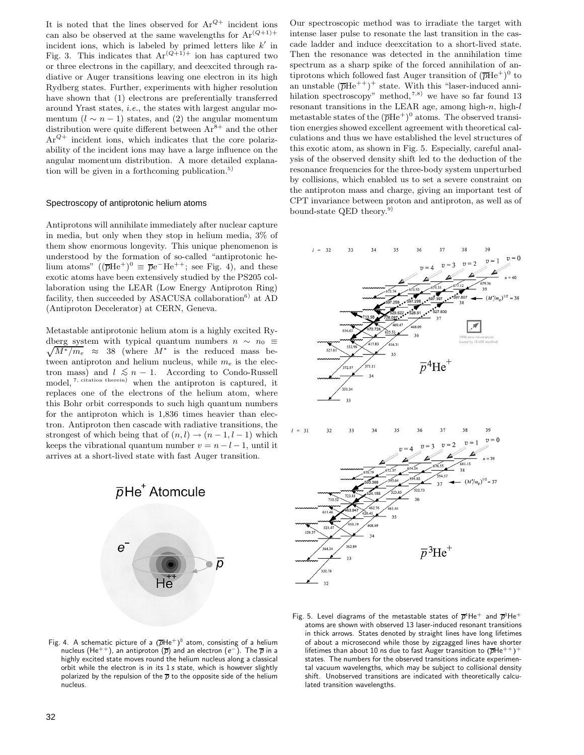It is noted that the lines observed for $Ar^{Q+}$ incident ions can also be observed at the same wavelengths for $Ar^{(Q+1)+}$ incident ions, which is labeled by primed letters like $k'$ in Fig. 3. This indicates that $Ar^{(Q+1)+}$ ion has captured two or three electrons in the capillary, and deexcited through radiative or Auger transitions leaving one electron in its high Rydberg states. Further, experiments with higher resolution have shown that (1) electrons are preferentially transferred around Yrast states, *i.e.*, the states with largest angular momentum ($l \sim n-1$) states, and (2) the angular momentum distribution were quite different between $Ar^{8+}$ and the other $Ar^{Q+}$ incident ions, which indicates that the core polarizability of the incident ions may have a large influence on the angular momentum distribution. A more detailed explanation will be given in a forthcoming publication.[5)]

### Spectroscopy of antiprotonic helium atoms

Antiprotons will annihilate immediately after nuclear capture in media, but only when they stop in helium media, 3% of them show enormous longevity. This unique phenomenon is understood by the formation of so-called "antiprotonic helium atoms" ($(\overline{p}\mathrm{He}^{+})^{0} \equiv \overline{p}e^{-}\mathrm{He}^{++}$; see Fig. 4), and these exotic atoms have been extensively studied by the PS205 collaboration using the LEAR (Low Energy Antiproton Ring) facility, then succeeded by ASACUSA collaboration[6)] at AD (Antiproton Decelerator) at CERN, Geneva.

Metastable antiprotonic helium atom is a highly excited Rydberg system with typical quantum numbers $n \sim n_0 \equiv \sqrt{M^*/m_e} \approx 38$ (where $M^*$ is the reduced mass between antiproton and helium nucleus, while $m_e$ is the electron mass) and $l \lesssim n-1$. According to Condo-Russell model,[7, citation therein)] when the antiproton is captured, it replaces one of the electrons of the helium atom, where this Bohr orbit corresponds to such high quantum numbers for the antiproton which is 1,836 times heavier than electron. Antiproton then cascade with radiative transitions, the strongest of which being that of $(n,l) \rightarrow (n-1, l-1)$ which keeps the vibrational quantum number $v = n - l - 1$, until it arrives at a short-lived state with fast Auger transition.

Fig. 4. A schematic picture of a $(\overline{p}\mathrm{He}^{+})^{0}$ atom, consisting of a helium nucleus ($\mathrm{He}^{++}$), an antiproton ($\overline{p}$) and an electron ($e^{-}$). The $\overline{p}$ in a highly excited state moves round the helium nucleus along a classical orbit while the electron is in its 1*s* state, which is however slightly polarized by the repulsion of the $\overline{p}$ to the opposite side of the helium nucleus.

Our spectroscopic method was to irradiate the target with intense laser pulse to resonate the last transition in the cascade ladder and induce deexcitation to a short-lived state. Then the resonance was detected in the annihilation time spectrum as a sharp spike of the forced annihilation of antiprotons which followed fast Auger transition of $(\overline{p}\mathrm{He}^{+})^{0}$ to an unstable $(\overline{p}\mathrm{He}^{++})^{+}$ state. With this "laser-induced annihilation spectroscopy" method,[7,8)] we have so far found 13 resonant transitions in the LEAR age, among high-$n$, high-$l$ metastable states of the $(\overline{p}\mathrm{He}^{+})^{0}$ atoms. The observed transition energies showed excellent agreement with theoretical calculations and thus we have established the level structures of this exotic atom, as shown in Fig. 5. Especially, careful analysis of the observed density shift led to the deduction of the resonance frequencies for the three-body system unperturbed by collisions, which enabled us to set a severe constraint on the antiproton mass and charge, giving an important test of CPT invariance between proton and antiproton, as well as of bound-state QED theory.[9)]

Fig. 5. Level diagrams of the metastable states of $\overline{p}^{4}\mathrm{He}^{+}$ and $\overline{p}^{3}\mathrm{He}^{+}$ atoms are shown with observed 13 laser-induced resonant transitions in thick arrows. States denoted by straight lines have long lifetimes of about a microsecond while those by zigzagged lines have shorter lifetimes than about 10 ns due to fast Auger transition to $(\overline{p}\mathrm{He}^{++})^{+}$ states. The numbers for the observed transitions indicate experimental vacuum wavelengths, which may be subject to collisional density shift. Unobserved transitions are indicated with theoretically calculated transition wavelengths.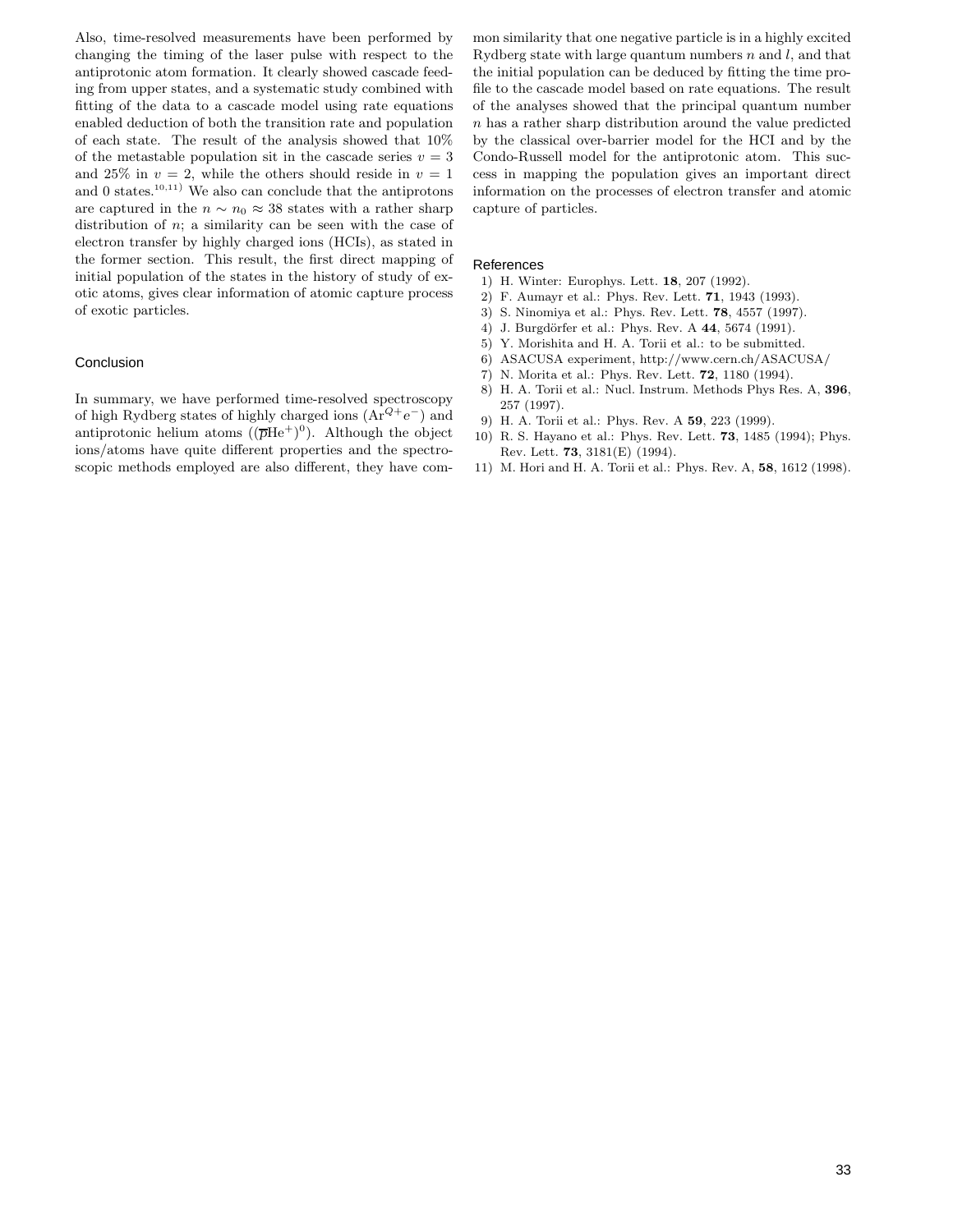Also, time-resolved measurements have been performed by changing the timing of the laser pulse with respect to the antiprotonic atom formation. It clearly showed cascade feeding from upper states, and a systematic study combined with fitting of the data to a cascade model using rate equations enabled deduction of both the transition rate and population of each state. The result of the analysis showed that 10% of the metastable population sit in the cascade series $v = 3$ and 25% in $v = 2$, while the others should reside in $v = 1$ and 0 states.[10,11] We also can conclude that the antiprotons are captured in the $n \sim n_0 \approx 38$ states with a rather sharp distribution of $n$; a similarity can be seen with the case of electron transfer by highly charged ions (HCIs), as stated in the former section. This result, the first direct mapping of initial population of the states in the history of study of exotic atoms, gives clear information of atomic capture process of exotic particles.

## Conclusion

In summary, we have performed time-resolved spectroscopy of high Rydberg states of highly charged ions ($\mathrm{Ar}^{Q+}e^-$) and antiprotonic helium atoms ($(\overline{p}\mathrm{He}^+)^0$). Although the object ions/atoms have quite different properties and the spectroscopic methods employed are also different, they have common similarity that one negative particle is in a highly excited Rydberg state with large quantum numbers $n$ and $l$, and that the initial population can be deduced by fitting the time profile to the cascade model based on rate equations. The result of the analyses showed that the principal quantum number $n$ has a rather sharp distribution around the value predicted by the classical over-barrier model for the HCI and by the Condo-Russell model for the antiprotonic atom. This success in mapping the population gives an important direct information on the processes of electron transfer and atomic capture of particles.

## References

1) H. Winter: Europhys. Lett. **18**, 207 (1992).
2) F. Aumayr et al.: Phys. Rev. Lett. **71**, 1943 (1993).
3) S. Ninomiya et al.: Phys. Rev. Lett. **78**, 4557 (1997).
4) J. Burgdörfer et al.: Phys. Rev. A **44**, 5674 (1991).
5) Y. Morishita and H. A. Torii et al.: to be submitted.
6) ASACUSA experiment, http://www.cern.ch/ASACUSA/
7) N. Morita et al.: Phys. Rev. Lett. **72**, 1180 (1994).
8) H. A. Torii et al.: Nucl. Instrum. Methods Phys Res. A, **396**, 257 (1997).
9) H. A. Torii et al.: Phys. Rev. A **59**, 223 (1999).
10) R. S. Hayano et al.: Phys. Rev. Lett. **73**, 1485 (1994); Phys. Rev. Lett. **73**, 3181(E) (1994).
11) M. Hori and H. A. Torii et al.: Phys. Rev. A, **58**, 1612 (1998).